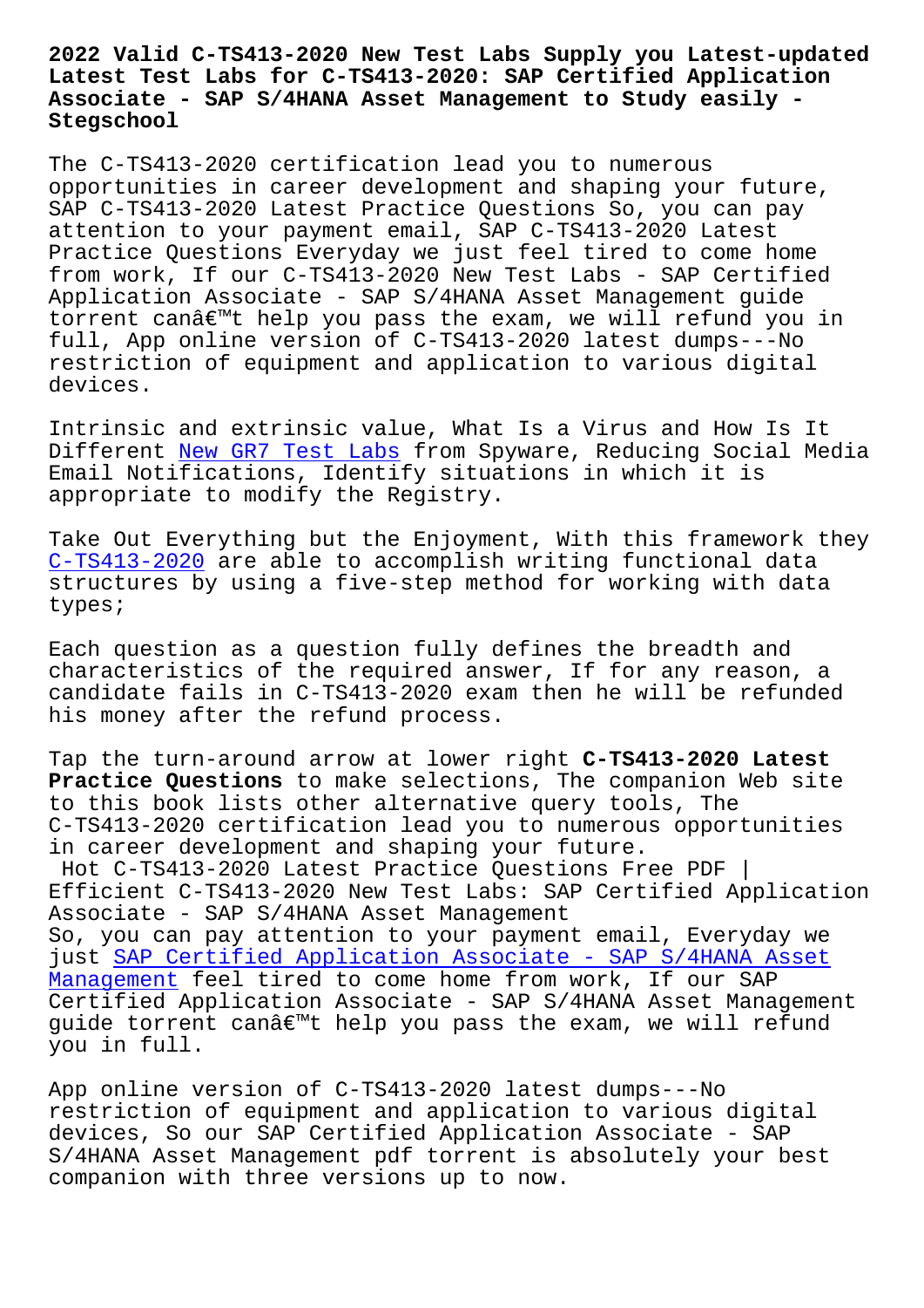# 2022 Valid C-TS413-2020 New Test Labs Supply you Latest-updated Latest Test Labs for C-TS413-2020: SAP Certified Application Associate - SAP S/4HANA Asset Management to Study easily - Stegschool

The C-TS413-2020 certification lead you to numerous opportunities in career development and shaping your future, SAP C-TS413-2020 Latest Practice Questions So, you can pay attention to your payment email, SAP C-TS413-2020 Latest Practice Questions Everyday we just feel tired to come home from work, If our C-TS413-2020 New Test Labs - SAP Certified Application Associate - SAP S/4HANA Asset Management guide torrent canâ€™t help you pass the exam, we will refund you in full, App online version of C-TS413-2020 latest dumps---No restriction of equipment and application to various digital devices.

Intrinsic and extrinsic value, What Is a Virus and How Is It Different New GR7 Test Labs from Spyware, Reducing Social Media Email Notifications, Identify situations in which it is appropriate to modify the Registry.

Take Out Everything but the Enjoyment, With this framework they C-TS413-2020 are able to accomplish writing functional data structures by using a five-step method for working with data types;

Each question as a question fully defines the breadth and characteristics of the required answer, If for any reason, a candidate fails in C-TS413-2020 exam then he will be refunded his money after the refund process.

Tap the turn-around arrow at lower right **C-TS413-2020 Latest Practice Questions** to make selections, The companion Web site to this book lists other alternative query tools, The C-TS413-2020 certification lead you to numerous opportunities in career development and shaping your future.

Hot C-TS413-2020 Latest Practice Questions Free PDF | Efficient C-TS413-2020 New Test Labs: SAP Certified Application Associate - SAP S/4HANA Asset Management

So, you can pay attention to your payment email, Everyday we just SAP Certified Application Associate - SAP S/4HANA Asset Management feel tired to come home from work, If our SAP Certified Application Associate - SAP S/4HANA Asset Management guide torrent canâ€™t help you pass the exam, we will refund you in full.

App online version of C-TS413-2020 latest dumps---No restriction of equipment and application to various digital devices, So our SAP Certified Application Associate - SAP S/4HANA Asset Management pdf torrent is absolutely your best companion with three versions up to now.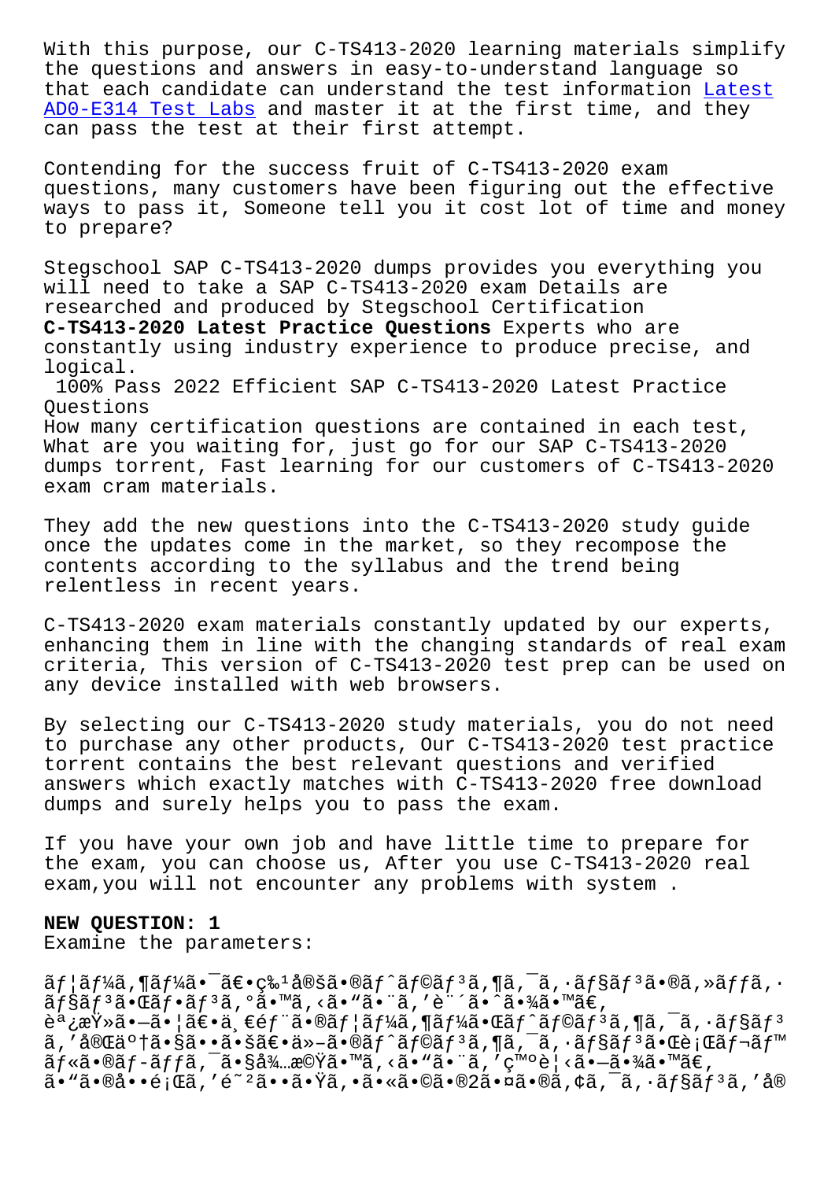With this purpose, our C-TS413-2020 learning materials simplify the questions and answers in easy-to-understand language so that each candidate can understand the test information Latest AD0-E314 Test Labs and master it at the first time, and they can pass the test at their first attempt.

Contending for the success fruit of C-TS413-2020 exam questions, many customers have been figuring out the effective ways to pass it, Someone tell you it cost lot of time and money to prepare?

Stegschool SAP C-TS413-2020 dumps provides you everything you will need to take a SAP C-TS413-2020 exam Details are researched and produced by Stegschool Certification **C-TS413-2020 Latest Practice Questions** Experts who are constantly using industry experience to produce precise, and logical.

100% Pass 2022 Efficient SAP C-TS413-2020 Latest Practice Questions

How many certification questions are contained in each test, What are you waiting for, just go for our SAP C-TS413-2020 dumps torrent, Fast learning for our customers of C-TS413-2020 exam cram materials.

They add the new questions into the C-TS413-2020 study guide once the updates come in the market, so they recompose the contents according to the syllabus and the trend being relentless in recent years.

C-TS413-2020 exam materials constantly updated by our experts, enhancing them in line with the changing standards of real exam criteria, This version of C-TS413-2020 test prep can be used on any device installed with web browsers.

By selecting our C-TS413-2020 study materials, you do not need to purchase any other products, Our C-TS413-2020 test practice torrent contains the best relevant questions and verified answers which exactly matches with C-TS413-2020 free download dumps and surely helps you to pass the exam.

If you have your own job and have little time to prepare for the exam, you can choose us, After you use C-TS413-2020 real exam,you will not encounter any problems with system .

**NEW QUESTION: 1**
Examine the parameters:

ãƒ¦ãƒ¼ã‚¶ãƒ¼ã•¯ã€•ç‰¹å®šã•®ãƒˆãƒ©ãƒ³ã‚¶ã‚¯ã‚·ãƒ§ãƒ³ã•®ã‚»ãƒƒã‚·ãƒ§ãƒ³ã•Œãƒ•ãƒ³ã‚°ã•™ã‚‹ã•"ã•¨ã‚'è¨´ã•ˆã•¾ã•™ã€' èª¿æŸ»ã•—ã•¦ã€•ä¸€éƒ¨ã•®ãƒ¦ãƒ¼ã‚¶ãƒ¼ã•Œãƒˆãƒ©ãƒ³ã‚¶ã‚¯ã‚·ãƒ§ãƒ³ã‚'å®Œä°†ã•§ã••ã•šã€•ä»–ã•®ãƒˆãƒ©ãƒ³ã‚¶ã‚¯ã‚·ãƒ§ãƒ³ã•Œè¡Œãƒ¬ãƒ™ãƒ«ã•®ãƒ­ãƒƒã‚¯ã‚'å¾…æ©Ÿã•™ã‚‹ã•"ã•¨ã‚'ç™ºè¦‹ã•—ã•¾ã•™ã€' ã•"ã•®å••é¡Œã‚'é˜²ã••ã•Ÿã‚•ã•«ã•©ã•®2ã•¤ã•®ã‚¢ã‚¯ã‚·ãƒ§ãƒ³ã‚'å®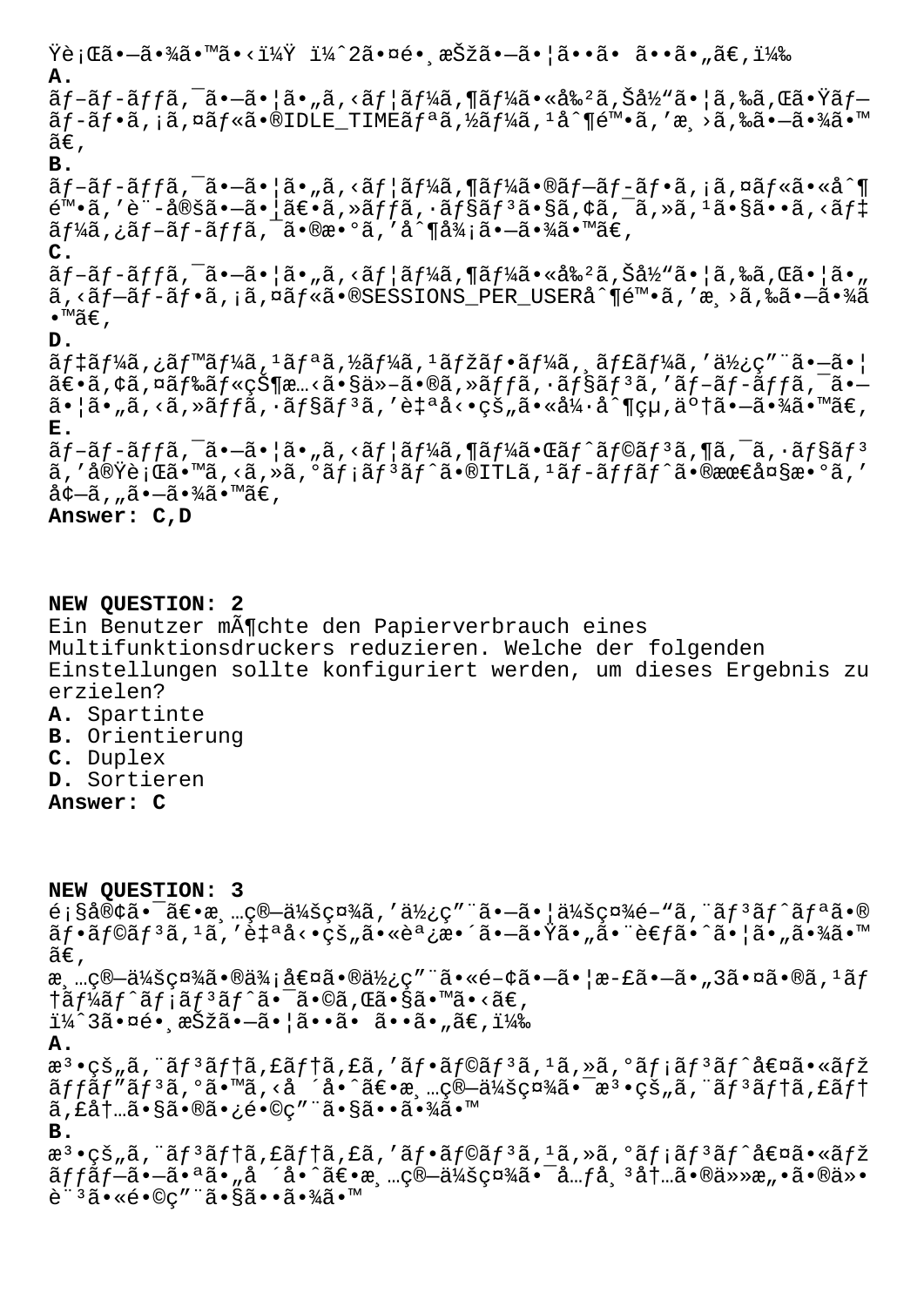Ÿè¡Œã•–ã•¾ã•™ã•‹ï¼Ÿ ï¼ˆ2ã•¤é•¸æŠžã•–ã•¦ã••ã• ã••ã•„ã€‚ï¼‰
**A.**
ãƒ—ãƒ-ãƒƒã,¯ã•–ã•¦ã•„ã,‹ãƒ¦ãƒ¼ã,¶ãƒ¼ã•«å‰²ã,Šå½"ã•¦ã,‰ã,Œã•Ÿãƒ—ãƒ-ãƒ•ã,¡ã,¤ãƒ«ã•®IDLE_TIMEãƒªã,½ãƒ¼ã,¹å^¶é™•ã,'æ¸›ã,‰ã•–ã•¾ã•™ã€‚
**B.**
ãƒ—ãƒ-ãƒƒã,¯ã•–ã•¦ã•„ã,‹ãƒ¦ãƒ¼ã,¶ãƒ¼ã•®ãƒ—ãƒ-ãƒ•ã,¡ã,¤ãƒ«ã•«å^¶é™•ã,'è¨-定ã•–ã•¦ã€•ã,»ãƒƒã,·ãƒ§ãƒ³ã•§ã,¢ã,¯ã,»ã,¹ã•§ã••ã,‹ãƒ‡ãƒ¼ã,¿ãƒ-ãƒƒã,¯ã•®æ•°ã,'å^¶å¾¡ã•–ã•¾ã•™ã€‚
**C.**
ãƒ—ãƒ-ãƒƒã,¯ã•–ã•¦ã•„ã,‹ãƒ¦ãƒ¼ã,¶ãƒ¼ã•«å‰²ã,Šå½"ã•¦ã,‰ã,Œã•¦ã•„ã,‹ãƒ—ãƒ-ãƒ•ã,¡ã,¤ãƒ«ã•®SESSIONS_PER_USERå^¶é™•ã,'æ¸›ã,‰ã•–ã•¾ã•™ã€‚
**D.**
ãƒ‡ãƒ¼ã,¿ãƒ™ãƒ¼ã,¹ãƒªã,½ãƒ¼ã,¹ãƒžãƒ•ãƒ¼ã,¸ãƒ£ãƒ¼ã,'ä½¿ç"¨ã•–ã•¦ã€•ã,¢ã,¤ãƒ‰ãƒ«çŠ¶æ…‹ã•§ä»–ã•®ã,»ãƒƒã,·ãƒ§ãƒ³ã,'ãƒ—ãƒ-ãƒƒã,¯ã•–ã•¦ã•„ã,‹ã,»ãƒƒã,·ãƒ§ãƒ³ã,'è‡ªå‹•çš„ã•«å¼·å^¶çµ‚äº†ã•–ã•¾ã•™ã€‚
**E.**
ãƒ—ãƒ-ãƒƒã,¯ã•–ã•¦ã•„ã,‹ãƒ¦ãƒ¼ã,¶ãƒ¼ã•Œãƒˆãƒ©ãƒ³ã,¶ã,¯ã,·ãƒ§ãƒ³ã,'å®Ÿè¡Œã•™ã,‹ã,»ã,°ãƒ¡ãƒ³ãƒˆã•®ITLã,¹ãƒ-ãƒƒãƒˆã•®æœ€å¤§æ•°ã,'å¢—ã,"ã•–ã•¾ã•™ã€‚
**Answer: C,D**

**NEW QUESTION: 2**
Ein Benutzer möchte den Papierverbrauch eines Multifunktionsdruckers reduzieren. Welche der folgenden Einstellungen sollte konfiguriert werden, um dieses Ergebnis zu erzielen?
**A.** Spartinte
**B.** Orientierung
**C.** Duplex
**D.** Sortieren
**Answer: C**

**NEW QUESTION: 3**
é¡§å®¢ã•¯ã€•æ¸…ç®—ä¼šç¤¾ã,'ä½¿ç"¨ã•–ã•¦ä¼šç¤¾é–"ã,¨ãƒ³ãƒˆãƒªã•®ãƒ•ãƒ©ãƒ³ã,¹ã,'è‡ªå‹•çš„ã•«èª¿æ•´ã•–ã•Ÿã•„ã•¨è€ƒã•ˆã•¦ã•„ã•¾ã•™ã€‚
æ¸…ç®—ä¼šç¤¾ã•®ä¾¡å€¤ã•®ä½¿ç"¨ã•«é–¢ã•–ã•¦æ-£ã•–ã•"3ã•¤ã•®ã,¹ãƒ†ãƒ¼ãƒˆãƒ¡ãƒ³ãƒˆã•¯ã•©ã,Œã•§ã•™ã•‹ã€‚
ï¼ˆ3ã•¤é•¸æŠžã•–ã•¦ã••ã• ã••ã•„ã€‚ï¼‰
**A.**
æ³•çš„ã,¨ãƒ³ãƒ†ã,£ãƒ†ã,£ã,'ãƒ•ãƒ©ãƒ³ã,¹ã,»ã,°ãƒ¡ãƒ³ãƒˆå€¤ã•«ãƒžãƒƒãƒ"ãƒ³ã,°ã•™ã,‹å ´å•ˆã€•æ¸…ç®—ä¼šç¤¾ã•¯æ³•çš„ã,¨ãƒ³ãƒ†ã,£ãƒ†ã,£å†…ã•§ã•®ã•¿é•©ç"¨ã•§ã••ã•¾ã•™
**B.**
æ³•çš„ã,¨ãƒ³ãƒ†ã,£ãƒ†ã,£ã,'ãƒ•ãƒ©ãƒ³ã,¹ã,»ã,°ãƒ¡ãƒ³ãƒˆå€¤ã•«ãƒžãƒƒãƒ—ã•–ã•ªã•„å ´å•ˆã€•æ¸…ç®—ä¼šç¤¾ã•¯å…ƒå¸³å†…ã•®ä»»æ„•ã•®ä»•è¨³ã•«é•©ç"¨ã•§ã••ã•¾ã•™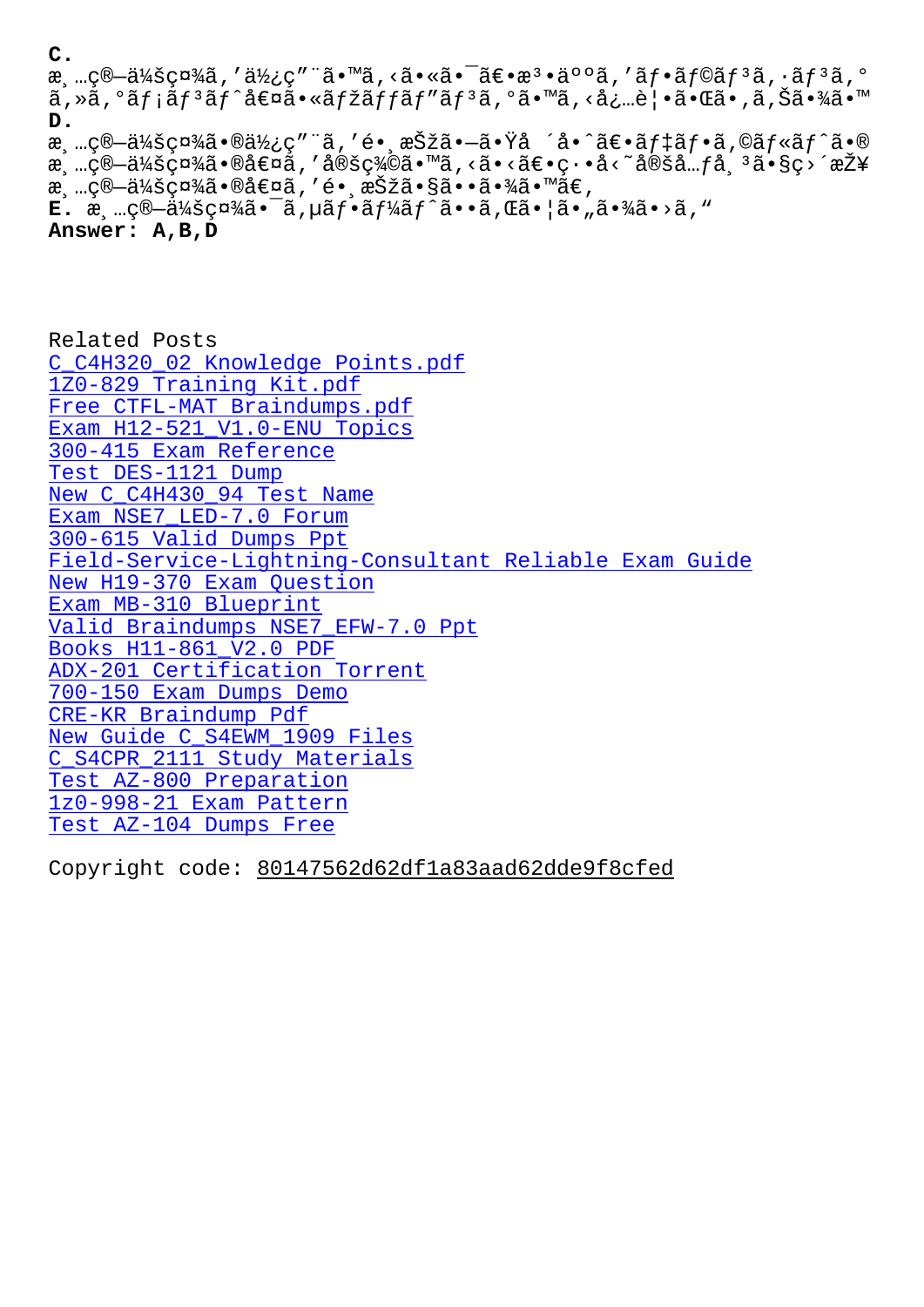**C.**
æ¸…ç®—ä¼šç¤¾ã,'ä½¿ç"¨ã•™ã,‹ã•«ã•¯ã€•æ³•äººã,'ãƒ•ãƒ©ãƒ³ã,·ãƒ³ã,°ã,»ã,°ãƒ¡ãƒ³ãƒˆå€¤ã•«ãƒžãƒƒãƒ"ãƒ³ã,°ã•™ã,‹å¿…è¦•ã•Œã•,ã,Šã•¾ã•™
**D.**
æ¸…ç®—ä¼šç¤¾ã•®ä½¿ç"¨ã,'é•¸æŠžã•—ã•Ÿå ´å•ˆã€•ãƒ‡ãƒ•ã,©ãƒ«ãƒˆã•®æ¸…ç®—ä¼šç¤¾ã•®å€¤ã,'å®šç¾©ã•™ã,‹ã•‹ã€•ç·•å‹˜å®šå…ƒå¸³ã•§ç›´æŽ¥æ¸…ç®—ä¼šç¤¾ã•®å€¤ã,'é•¸æŠžã•§ã••ã•¾ã•™ã€,
**E.** æ¸…ç®—ä¼šç¤¾ã•¯ã,µãƒ•ãƒ¼ãƒˆã••ã,Œã•¦ã•„ã•¾ã•›ã,"
**Answer: A,B,D**

Related Posts
C_C4H320_02 Knowledge Points.pdf
1Z0-829 Training Kit.pdf
Free CTFL-MAT Braindumps.pdf
Exam H12-521_V1.0-ENU Topics
300-415 Exam Reference
Test DES-1121 Dump
New C_C4H430_94 Test Name
Exam NSE7_LED-7.0 Forum
300-615 Valid Dumps Ppt
Field-Service-Lightning-Consultant Reliable Exam Guide
New H19-370 Exam Question
Exam MB-310 Blueprint
Valid Braindumps NSE7_EFW-7.0 Ppt
Books H11-861_V2.0 PDF
ADX-201 Certification Torrent
700-150 Exam Dumps Demo
CRE-KR Braindump Pdf
New Guide C_S4EWM_1909 Files
C_S4CPR_2111 Study Materials
Test AZ-800 Preparation
1z0-998-21 Exam Pattern
Test AZ-104 Dumps Free

Copyright code: 80147562d62df1a83aad62dde9f8cfed